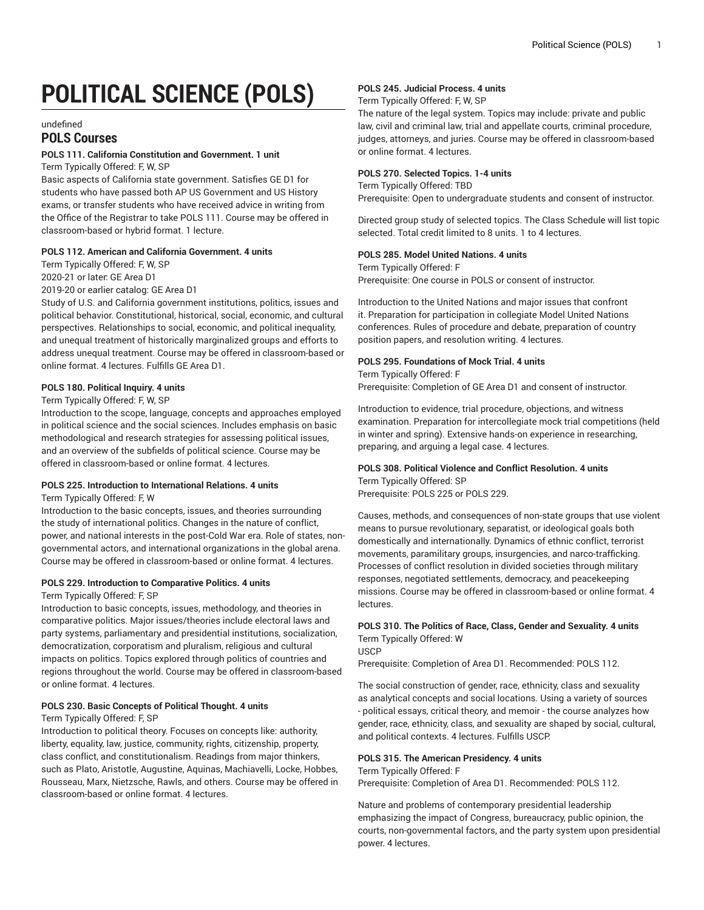# POLITICAL SCIENCE (POLS)

undefined

## POLS Courses

**POLS 111. California Constitution and Government. 1 unit**

Term Typically Offered: F, W, SP

Basic aspects of California state government. Satisfies GE D1 for students who have passed both AP US Government and US History exams, or transfer students who have received advice in writing from the Office of the Registrar to take POLS 111. Course may be offered in classroom-based or hybrid format. 1 lecture.

**POLS 112. American and California Government. 4 units**

Term Typically Offered: F, W, SP

2020-21 or later: GE Area D1

2019-20 or earlier catalog: GE Area D1

Study of U.S. and California government institutions, politics, issues and political behavior. Constitutional, historical, social, economic, and cultural perspectives. Relationships to social, economic, and political inequality, and unequal treatment of historically marginalized groups and efforts to address unequal treatment. Course may be offered in classroom-based or online format. 4 lectures. Fulfills GE Area D1.

**POLS 180. Political Inquiry. 4 units**

Term Typically Offered: F, W, SP

Introduction to the scope, language, concepts and approaches employed in political science and the social sciences. Includes emphasis on basic methodological and research strategies for assessing political issues, and an overview of the subfields of political science. Course may be offered in classroom-based or online format. 4 lectures.

**POLS 225. Introduction to International Relations. 4 units**

Term Typically Offered: F, W

Introduction to the basic concepts, issues, and theories surrounding the study of international politics. Changes in the nature of conflict, power, and national interests in the post-Cold War era. Role of states, non-governmental actors, and international organizations in the global arena. Course may be offered in classroom-based or online format. 4 lectures.

**POLS 229. Introduction to Comparative Politics. 4 units**

Term Typically Offered: F, SP

Introduction to basic concepts, issues, methodology, and theories in comparative politics. Major issues/theories include electoral laws and party systems, parliamentary and presidential institutions, socialization, democratization, corporatism and pluralism, religious and cultural impacts on politics. Topics explored through politics of countries and regions throughout the world. Course may be offered in classroom-based or online format. 4 lectures.

**POLS 230. Basic Concepts of Political Thought. 4 units**

Term Typically Offered: F, SP

Introduction to political theory. Focuses on concepts like: authority, liberty, equality, law, justice, community, rights, citizenship, property, class conflict, and constitutionalism. Readings from major thinkers, such as Plato, Aristotle, Augustine, Aquinas, Machiavelli, Locke, Hobbes, Rousseau, Marx, Nietzsche, Rawls, and others. Course may be offered in classroom-based or online format. 4 lectures.

**POLS 245. Judicial Process. 4 units**

Term Typically Offered: F, W, SP

The nature of the legal system. Topics may include: private and public law, civil and criminal law, trial and appellate courts, criminal procedure, judges, attorneys, and juries. Course may be offered in classroom-based or online format. 4 lectures.

**POLS 270. Selected Topics. 1-4 units**

Term Typically Offered: TBD

Prerequisite: Open to undergraduate students and consent of instructor.

Directed group study of selected topics. The Class Schedule will list topic selected. Total credit limited to 8 units. 1 to 4 lectures.

**POLS 285. Model United Nations. 4 units**

Term Typically Offered: F

Prerequisite: One course in POLS or consent of instructor.

Introduction to the United Nations and major issues that confront it. Preparation for participation in collegiate Model United Nations conferences. Rules of procedure and debate, preparation of country position papers, and resolution writing. 4 lectures.

**POLS 295. Foundations of Mock Trial. 4 units**

Term Typically Offered: F

Prerequisite: Completion of GE Area D1 and consent of instructor.

Introduction to evidence, trial procedure, objections, and witness examination. Preparation for intercollegiate mock trial competitions (held in winter and spring). Extensive hands-on experience in researching, preparing, and arguing a legal case. 4 lectures.

**POLS 308. Political Violence and Conflict Resolution. 4 units**

Term Typically Offered: SP

Prerequisite: POLS 225 or POLS 229.

Causes, methods, and consequences of non-state groups that use violent means to pursue revolutionary, separatist, or ideological goals both domestically and internationally. Dynamics of ethnic conflict, terrorist movements, paramilitary groups, insurgencies, and narco-trafficking. Processes of conflict resolution in divided societies through military responses, negotiated settlements, democracy, and peacekeeping missions. Course may be offered in classroom-based or online format. 4 lectures.

**POLS 310. The Politics of Race, Class, Gender and Sexuality. 4 units**

Term Typically Offered: W

USCP

Prerequisite: Completion of Area D1. Recommended: POLS 112.

The social construction of gender, race, ethnicity, class and sexuality as analytical concepts and social locations. Using a variety of sources - political essays, critical theory, and memoir - the course analyzes how gender, race, ethnicity, class, and sexuality are shaped by social, cultural, and political contexts. 4 lectures. Fulfills USCP.

**POLS 315. The American Presidency. 4 units**

Term Typically Offered: F

Prerequisite: Completion of Area D1. Recommended: POLS 112.

Nature and problems of contemporary presidential leadership emphasizing the impact of Congress, bureaucracy, public opinion, the courts, non-governmental factors, and the party system upon presidential power. 4 lectures.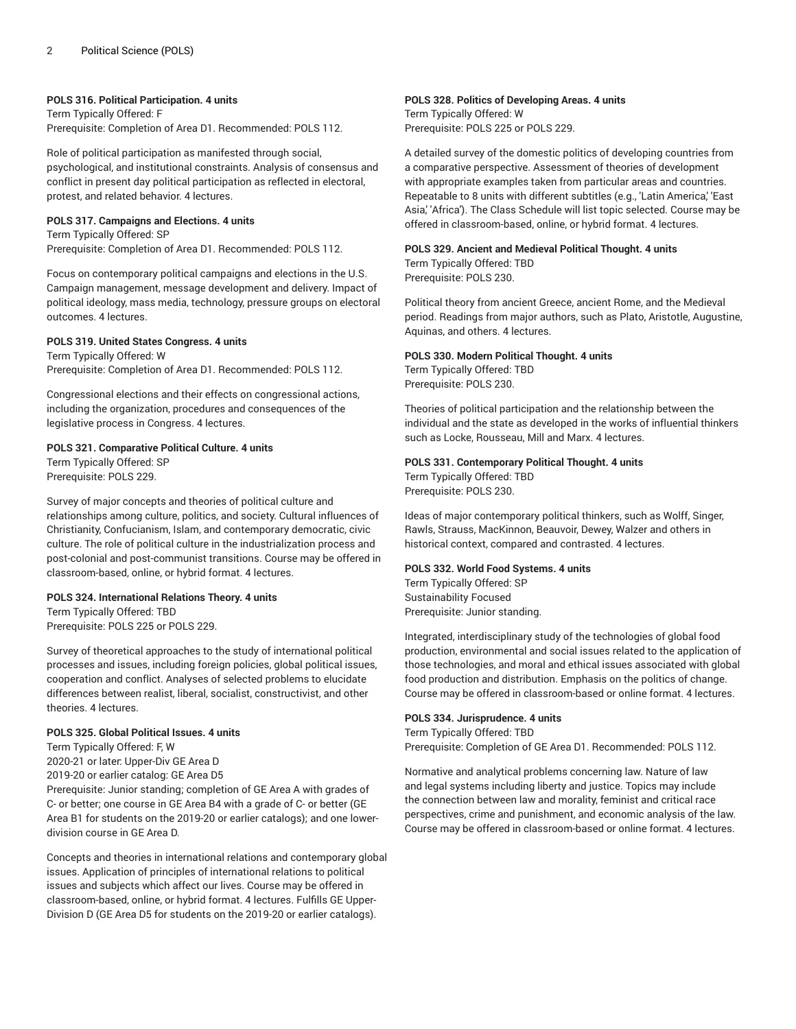**POLS 316. Political Participation. 4 units**

Term Typically Offered: F

Prerequisite: Completion of Area D1. Recommended: POLS 112.

Role of political participation as manifested through social, psychological, and institutional constraints. Analysis of consensus and conflict in present day political participation as reflected in electoral, protest, and related behavior. 4 lectures.

**POLS 317. Campaigns and Elections. 4 units**

Term Typically Offered: SP

Prerequisite: Completion of Area D1. Recommended: POLS 112.

Focus on contemporary political campaigns and elections in the U.S. Campaign management, message development and delivery. Impact of political ideology, mass media, technology, pressure groups on electoral outcomes. 4 lectures.

**POLS 319. United States Congress. 4 units**

Term Typically Offered: W

Prerequisite: Completion of Area D1. Recommended: POLS 112.

Congressional elections and their effects on congressional actions, including the organization, procedures and consequences of the legislative process in Congress. 4 lectures.

**POLS 321. Comparative Political Culture. 4 units**

Term Typically Offered: SP

Prerequisite: POLS 229.

Survey of major concepts and theories of political culture and relationships among culture, politics, and society. Cultural influences of Christianity, Confucianism, Islam, and contemporary democratic, civic culture. The role of political culture in the industrialization process and post-colonial and post-communist transitions. Course may be offered in classroom-based, online, or hybrid format. 4 lectures.

**POLS 324. International Relations Theory. 4 units**

Term Typically Offered: TBD

Prerequisite: POLS 225 or POLS 229.

Survey of theoretical approaches to the study of international political processes and issues, including foreign policies, global political issues, cooperation and conflict. Analyses of selected problems to elucidate differences between realist, liberal, socialist, constructivist, and other theories. 4 lectures.

**POLS 325. Global Political Issues. 4 units**

Term Typically Offered: F, W

2020-21 or later: Upper-Div GE Area D

2019-20 or earlier catalog: GE Area D5

Prerequisite: Junior standing; completion of GE Area A with grades of C- or better; one course in GE Area B4 with a grade of C- or better (GE Area B1 for students on the 2019-20 or earlier catalogs); and one lower-division course in GE Area D.

Concepts and theories in international relations and contemporary global issues. Application of principles of international relations to political issues and subjects which affect our lives. Course may be offered in classroom-based, online, or hybrid format. 4 lectures. Fulfills GE Upper-Division D (GE Area D5 for students on the 2019-20 or earlier catalogs).

**POLS 328. Politics of Developing Areas. 4 units**

Term Typically Offered: W

Prerequisite: POLS 225 or POLS 229.

A detailed survey of the domestic politics of developing countries from a comparative perspective. Assessment of theories of development with appropriate examples taken from particular areas and countries. Repeatable to 8 units with different subtitles (e.g., 'Latin America,' 'East Asia,' 'Africa'). The Class Schedule will list topic selected. Course may be offered in classroom-based, online, or hybrid format. 4 lectures.

**POLS 329. Ancient and Medieval Political Thought. 4 units**

Term Typically Offered: TBD

Prerequisite: POLS 230.

Political theory from ancient Greece, ancient Rome, and the Medieval period. Readings from major authors, such as Plato, Aristotle, Augustine, Aquinas, and others. 4 lectures.

**POLS 330. Modern Political Thought. 4 units**

Term Typically Offered: TBD

Prerequisite: POLS 230.

Theories of political participation and the relationship between the individual and the state as developed in the works of influential thinkers such as Locke, Rousseau, Mill and Marx. 4 lectures.

**POLS 331. Contemporary Political Thought. 4 units**

Term Typically Offered: TBD

Prerequisite: POLS 230.

Ideas of major contemporary political thinkers, such as Wolff, Singer, Rawls, Strauss, MacKinnon, Beauvoir, Dewey, Walzer and others in historical context, compared and contrasted. 4 lectures.

**POLS 332. World Food Systems. 4 units**

Term Typically Offered: SP

Sustainability Focused

Prerequisite: Junior standing.

Integrated, interdisciplinary study of the technologies of global food production, environmental and social issues related to the application of those technologies, and moral and ethical issues associated with global food production and distribution. Emphasis on the politics of change. Course may be offered in classroom-based or online format. 4 lectures.

**POLS 334. Jurisprudence. 4 units**

Term Typically Offered: TBD

Prerequisite: Completion of GE Area D1. Recommended: POLS 112.

Normative and analytical problems concerning law. Nature of law and legal systems including liberty and justice. Topics may include the connection between law and morality, feminist and critical race perspectives, crime and punishment, and economic analysis of the law. Course may be offered in classroom-based or online format. 4 lectures.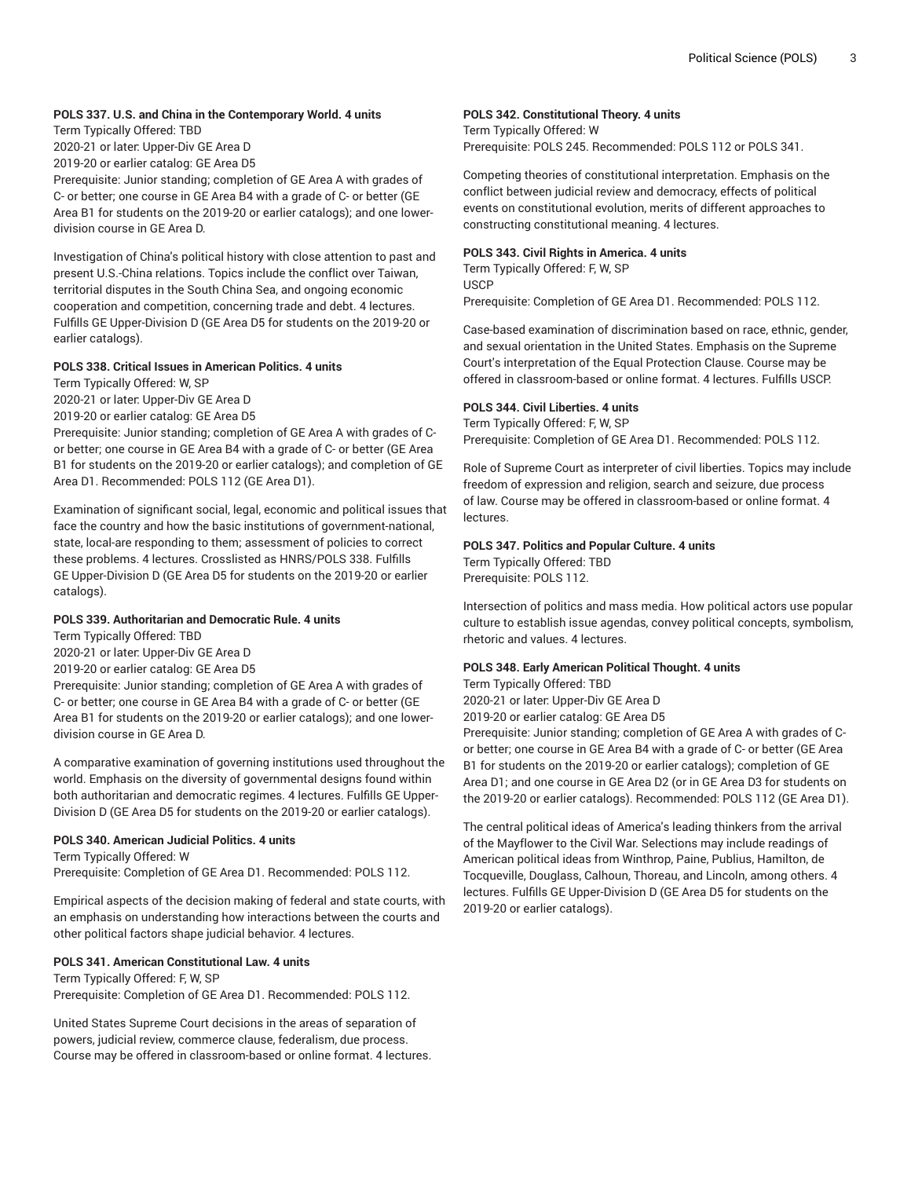**POLS 337. U.S. and China in the Contemporary World. 4 units**

Term Typically Offered: TBD

2020-21 or later: Upper-Div GE Area D

2019-20 or earlier catalog: GE Area D5

Prerequisite: Junior standing; completion of GE Area A with grades of C- or better; one course in GE Area B4 with a grade of C- or better (GE Area B1 for students on the 2019-20 or earlier catalogs); and one lower-division course in GE Area D.

Investigation of China's political history with close attention to past and present U.S.-China relations. Topics include the conflict over Taiwan, territorial disputes in the South China Sea, and ongoing economic cooperation and competition, concerning trade and debt. 4 lectures. Fulfills GE Upper-Division D (GE Area D5 for students on the 2019-20 or earlier catalogs).

**POLS 338. Critical Issues in American Politics. 4 units**

Term Typically Offered: W, SP

2020-21 or later: Upper-Div GE Area D

2019-20 or earlier catalog: GE Area D5

Prerequisite: Junior standing; completion of GE Area A with grades of C- or better; one course in GE Area B4 with a grade of C- or better (GE Area B1 for students on the 2019-20 or earlier catalogs); and completion of GE Area D1. Recommended: POLS 112 (GE Area D1).

Examination of significant social, legal, economic and political issues that face the country and how the basic institutions of government-national, state, local-are responding to them; assessment of policies to correct these problems. 4 lectures. Crosslisted as HNRS/POLS 338. Fulfills GE Upper-Division D (GE Area D5 for students on the 2019-20 or earlier catalogs).

**POLS 339. Authoritarian and Democratic Rule. 4 units**

Term Typically Offered: TBD

2020-21 or later: Upper-Div GE Area D

2019-20 or earlier catalog: GE Area D5

Prerequisite: Junior standing; completion of GE Area A with grades of C- or better; one course in GE Area B4 with a grade of C- or better (GE Area B1 for students on the 2019-20 or earlier catalogs); and one lower-division course in GE Area D.

A comparative examination of governing institutions used throughout the world. Emphasis on the diversity of governmental designs found within both authoritarian and democratic regimes. 4 lectures. Fulfills GE Upper-Division D (GE Area D5 for students on the 2019-20 or earlier catalogs).

**POLS 340. American Judicial Politics. 4 units**

Term Typically Offered: W

Prerequisite: Completion of GE Area D1. Recommended: POLS 112.

Empirical aspects of the decision making of federal and state courts, with an emphasis on understanding how interactions between the courts and other political factors shape judicial behavior. 4 lectures.

**POLS 341. American Constitutional Law. 4 units**

Term Typically Offered: F, W, SP

Prerequisite: Completion of GE Area D1. Recommended: POLS 112.

United States Supreme Court decisions in the areas of separation of powers, judicial review, commerce clause, federalism, due process. Course may be offered in classroom-based or online format. 4 lectures.

**POLS 342. Constitutional Theory. 4 units**

Term Typically Offered: W

Prerequisite: POLS 245. Recommended: POLS 112 or POLS 341.

Competing theories of constitutional interpretation. Emphasis on the conflict between judicial review and democracy, effects of political events on constitutional evolution, merits of different approaches to constructing constitutional meaning. 4 lectures.

**POLS 343. Civil Rights in America. 4 units**

Term Typically Offered: F, W, SP

USCP

Prerequisite: Completion of GE Area D1. Recommended: POLS 112.

Case-based examination of discrimination based on race, ethnic, gender, and sexual orientation in the United States. Emphasis on the Supreme Court's interpretation of the Equal Protection Clause. Course may be offered in classroom-based or online format. 4 lectures. Fulfills USCP.

**POLS 344. Civil Liberties. 4 units**

Term Typically Offered: F, W, SP

Prerequisite: Completion of GE Area D1. Recommended: POLS 112.

Role of Supreme Court as interpreter of civil liberties. Topics may include freedom of expression and religion, search and seizure, due process of law. Course may be offered in classroom-based or online format. 4 lectures.

**POLS 347. Politics and Popular Culture. 4 units**

Term Typically Offered: TBD

Prerequisite: POLS 112.

Intersection of politics and mass media. How political actors use popular culture to establish issue agendas, convey political concepts, symbolism, rhetoric and values. 4 lectures.

**POLS 348. Early American Political Thought. 4 units**

Term Typically Offered: TBD

2020-21 or later: Upper-Div GE Area D

2019-20 or earlier catalog: GE Area D5

Prerequisite: Junior standing; completion of GE Area A with grades of C- or better; one course in GE Area B4 with a grade of C- or better (GE Area B1 for students on the 2019-20 or earlier catalogs); completion of GE Area D1; and one course in GE Area D2 (or in GE Area D3 for students on the 2019-20 or earlier catalogs). Recommended: POLS 112 (GE Area D1).

The central political ideas of America's leading thinkers from the arrival of the Mayflower to the Civil War. Selections may include readings of American political ideas from Winthrop, Paine, Publius, Hamilton, de Tocqueville, Douglass, Calhoun, Thoreau, and Lincoln, among others. 4 lectures. Fulfills GE Upper-Division D (GE Area D5 for students on the 2019-20 or earlier catalogs).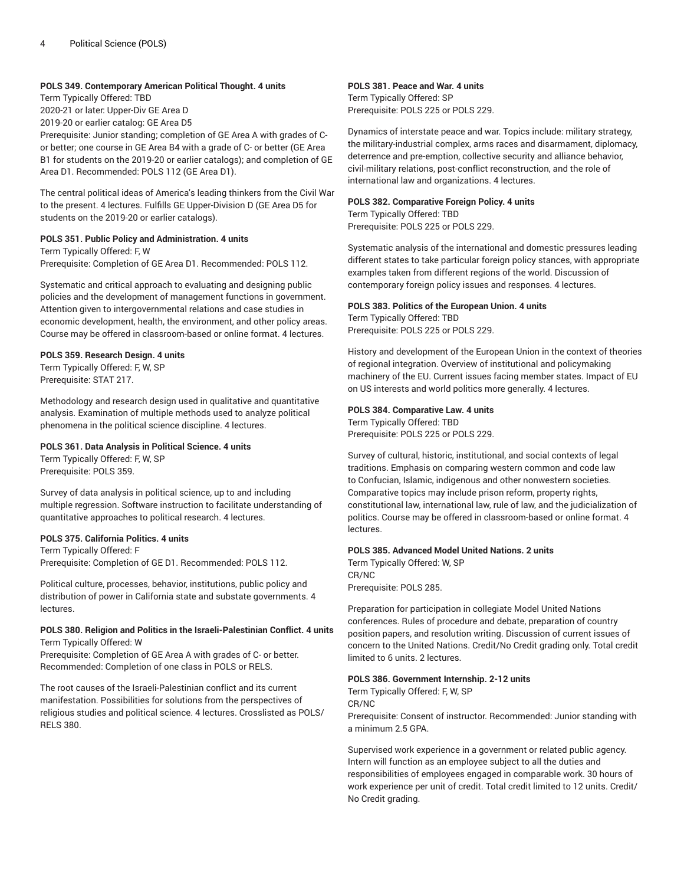**POLS 349. Contemporary American Political Thought. 4 units**

Term Typically Offered: TBD

2020-21 or later: Upper-Div GE Area D

2019-20 or earlier catalog: GE Area D5

Prerequisite: Junior standing; completion of GE Area A with grades of C- or better; one course in GE Area B4 with a grade of C- or better (GE Area B1 for students on the 2019-20 or earlier catalogs); and completion of GE Area D1. Recommended: POLS 112 (GE Area D1).

The central political ideas of America's leading thinkers from the Civil War to the present. 4 lectures. Fulfills GE Upper-Division D (GE Area D5 for students on the 2019-20 or earlier catalogs).

**POLS 351. Public Policy and Administration. 4 units**

Term Typically Offered: F, W

Prerequisite: Completion of GE Area D1. Recommended: POLS 112.

Systematic and critical approach to evaluating and designing public policies and the development of management functions in government. Attention given to intergovernmental relations and case studies in economic development, health, the environment, and other policy areas. Course may be offered in classroom-based or online format. 4 lectures.

**POLS 359. Research Design. 4 units**

Term Typically Offered: F, W, SP

Prerequisite: STAT 217.

Methodology and research design used in qualitative and quantitative analysis. Examination of multiple methods used to analyze political phenomena in the political science discipline. 4 lectures.

**POLS 361. Data Analysis in Political Science. 4 units**

Term Typically Offered: F, W, SP

Prerequisite: POLS 359.

Survey of data analysis in political science, up to and including multiple regression. Software instruction to facilitate understanding of quantitative approaches to political research. 4 lectures.

**POLS 375. California Politics. 4 units**

Term Typically Offered: F

Prerequisite: Completion of GE D1. Recommended: POLS 112.

Political culture, processes, behavior, institutions, public policy and distribution of power in California state and substate governments. 4 lectures.

**POLS 380. Religion and Politics in the Israeli-Palestinian Conflict. 4 units**

Term Typically Offered: W

Prerequisite: Completion of GE Area A with grades of C- or better. Recommended: Completion of one class in POLS or RELS.

The root causes of the Israeli-Palestinian conflict and its current manifestation. Possibilities for solutions from the perspectives of religious studies and political science. 4 lectures. Crosslisted as POLS/RELS 380.

**POLS 381. Peace and War. 4 units**

Term Typically Offered: SP

Prerequisite: POLS 225 or POLS 229.

Dynamics of interstate peace and war. Topics include: military strategy, the military-industrial complex, arms races and disarmament, diplomacy, deterrence and pre-emption, collective security and alliance behavior, civil-military relations, post-conflict reconstruction, and the role of international law and organizations. 4 lectures.

**POLS 382. Comparative Foreign Policy. 4 units**

Term Typically Offered: TBD

Prerequisite: POLS 225 or POLS 229.

Systematic analysis of the international and domestic pressures leading different states to take particular foreign policy stances, with appropriate examples taken from different regions of the world. Discussion of contemporary foreign policy issues and responses. 4 lectures.

**POLS 383. Politics of the European Union. 4 units**

Term Typically Offered: TBD

Prerequisite: POLS 225 or POLS 229.

History and development of the European Union in the context of theories of regional integration. Overview of institutional and policymaking machinery of the EU. Current issues facing member states. Impact of EU on US interests and world politics more generally. 4 lectures.

**POLS 384. Comparative Law. 4 units**

Term Typically Offered: TBD

Prerequisite: POLS 225 or POLS 229.

Survey of cultural, historic, institutional, and social contexts of legal traditions. Emphasis on comparing western common and code law to Confucian, Islamic, indigenous and other nonwestern societies. Comparative topics may include prison reform, property rights, constitutional law, international law, rule of law, and the judicialization of politics. Course may be offered in classroom-based or online format. 4 lectures.

**POLS 385. Advanced Model United Nations. 2 units**

Term Typically Offered: W, SP

CR/NC

Prerequisite: POLS 285.

Preparation for participation in collegiate Model United Nations conferences. Rules of procedure and debate, preparation of country position papers, and resolution writing. Discussion of current issues of concern to the United Nations. Credit/No Credit grading only. Total credit limited to 6 units. 2 lectures.

**POLS 386. Government Internship. 2-12 units**

Term Typically Offered: F, W, SP

CR/NC

Prerequisite: Consent of instructor. Recommended: Junior standing with a minimum 2.5 GPA.

Supervised work experience in a government or related public agency. Intern will function as an employee subject to all the duties and responsibilities of employees engaged in comparable work. 30 hours of work experience per unit of credit. Total credit limited to 12 units. Credit/No Credit grading.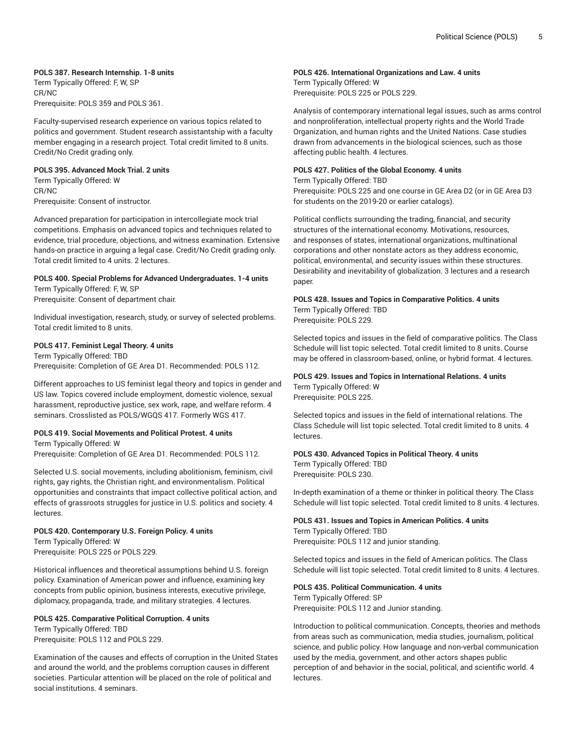**POLS 387. Research Internship. 1-8 units**
Term Typically Offered: F, W, SP
CR/NC
Prerequisite: POLS 359 and POLS 361.

Faculty-supervised research experience on various topics related to politics and government. Student research assistantship with a faculty member engaging in a research project. Total credit limited to 8 units. Credit/No Credit grading only.

**POLS 395. Advanced Mock Trial. 2 units**
Term Typically Offered: W
CR/NC
Prerequisite: Consent of instructor.

Advanced preparation for participation in intercollegiate mock trial competitions. Emphasis on advanced topics and techniques related to evidence, trial procedure, objections, and witness examination. Extensive hands-on practice in arguing a legal case. Credit/No Credit grading only. Total credit limited to 4 units. 2 lectures.

**POLS 400. Special Problems for Advanced Undergraduates. 1-4 units**
Term Typically Offered: F, W, SP
Prerequisite: Consent of department chair.

Individual investigation, research, study, or survey of selected problems. Total credit limited to 8 units.

**POLS 417. Feminist Legal Theory. 4 units**
Term Typically Offered: TBD
Prerequisite: Completion of GE Area D1. Recommended: POLS 112.

Different approaches to US feminist legal theory and topics in gender and US law. Topics covered include employment, domestic violence, sexual harassment, reproductive justice, sex work, rape, and welfare reform. 4 seminars. Crosslisted as POLS/WGQS 417. Formerly WGS 417.

**POLS 419. Social Movements and Political Protest. 4 units**
Term Typically Offered: W
Prerequisite: Completion of GE Area D1. Recommended: POLS 112.

Selected U.S. social movements, including abolitionism, feminism, civil rights, gay rights, the Christian right, and environmentalism. Political opportunities and constraints that impact collective political action, and effects of grassroots struggles for justice in U.S. politics and society. 4 lectures.

**POLS 420. Contemporary U.S. Foreign Policy. 4 units**
Term Typically Offered: W
Prerequisite: POLS 225 or POLS 229.

Historical influences and theoretical assumptions behind U.S. foreign policy. Examination of American power and influence, examining key concepts from public opinion, business interests, executive privilege, diplomacy, propaganda, trade, and military strategies. 4 lectures.

**POLS 425. Comparative Political Corruption. 4 units**
Term Typically Offered: TBD
Prerequisite: POLS 112 and POLS 229.

Examination of the causes and effects of corruption in the United States and around the world, and the problems corruption causes in different societies. Particular attention will be placed on the role of political and social institutions. 4 seminars.

**POLS 426. International Organizations and Law. 4 units**
Term Typically Offered: W
Prerequisite: POLS 225 or POLS 229.

Analysis of contemporary international legal issues, such as arms control and nonproliferation, intellectual property rights and the World Trade Organization, and human rights and the United Nations. Case studies drawn from advancements in the biological sciences, such as those affecting public health. 4 lectures.

**POLS 427. Politics of the Global Economy. 4 units**
Term Typically Offered: TBD
Prerequisite: POLS 225 and one course in GE Area D2 (or in GE Area D3 for students on the 2019-20 or earlier catalogs).

Political conflicts surrounding the trading, financial, and security structures of the international economy. Motivations, resources, and responses of states, international organizations, multinational corporations and other nonstate actors as they address economic, political, environmental, and security issues within these structures. Desirability and inevitability of globalization. 3 lectures and a research paper.

**POLS 428. Issues and Topics in Comparative Politics. 4 units**
Term Typically Offered: TBD
Prerequisite: POLS 229.

Selected topics and issues in the field of comparative politics. The Class Schedule will list topic selected. Total credit limited to 8 units. Course may be offered in classroom-based, online, or hybrid format. 4 lectures.

**POLS 429. Issues and Topics in International Relations. 4 units**
Term Typically Offered: W
Prerequisite: POLS 225.

Selected topics and issues in the field of international relations. The Class Schedule will list topic selected. Total credit limited to 8 units. 4 lectures.

**POLS 430. Advanced Topics in Political Theory. 4 units**
Term Typically Offered: TBD
Prerequisite: POLS 230.

In-depth examination of a theme or thinker in political theory. The Class Schedule will list topic selected. Total credit limited to 8 units. 4 lectures.

**POLS 431. Issues and Topics in American Politics. 4 units**
Term Typically Offered: TBD
Prerequisite: POLS 112 and junior standing.

Selected topics and issues in the field of American politics. The Class Schedule will list topic selected. Total credit limited to 8 units. 4 lectures.

**POLS 435. Political Communication. 4 units**
Term Typically Offered: SP
Prerequisite: POLS 112 and Junior standing.

Introduction to political communication. Concepts, theories and methods from areas such as communication, media studies, journalism, political science, and public policy. How language and non-verbal communication used by the media, government, and other actors shapes public perception of and behavior in the social, political, and scientific world. 4 lectures.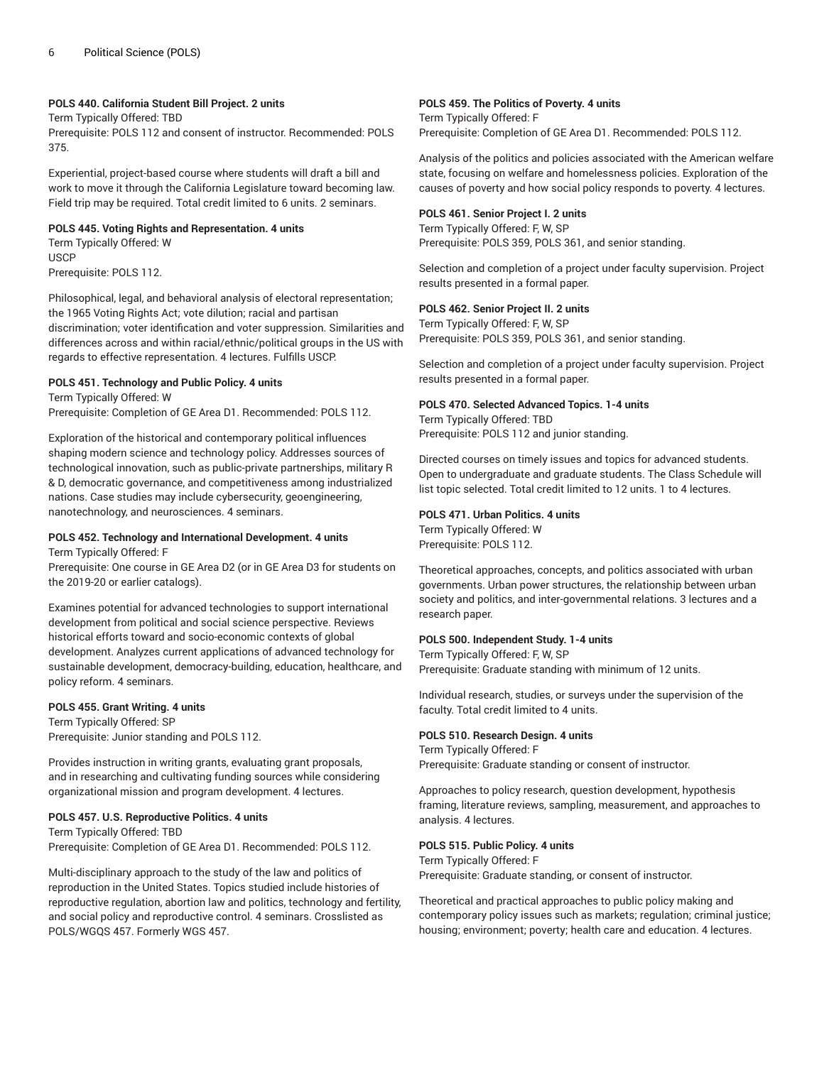**POLS 440. California Student Bill Project. 2 units**

Term Typically Offered: TBD

Prerequisite: POLS 112 and consent of instructor. Recommended: POLS 375.

Experiential, project-based course where students will draft a bill and work to move it through the California Legislature toward becoming law. Field trip may be required. Total credit limited to 6 units. 2 seminars.

**POLS 445. Voting Rights and Representation. 4 units**

Term Typically Offered: W

USCP

Prerequisite: POLS 112.

Philosophical, legal, and behavioral analysis of electoral representation; the 1965 Voting Rights Act; vote dilution; racial and partisan discrimination; voter identification and voter suppression. Similarities and differences across and within racial/ethnic/political groups in the US with regards to effective representation. 4 lectures. Fulfills USCP.

**POLS 451. Technology and Public Policy. 4 units**

Term Typically Offered: W

Prerequisite: Completion of GE Area D1. Recommended: POLS 112.

Exploration of the historical and contemporary political influences shaping modern science and technology policy. Addresses sources of technological innovation, such as public-private partnerships, military R & D, democratic governance, and competitiveness among industrialized nations. Case studies may include cybersecurity, geoengineering, nanotechnology, and neurosciences. 4 seminars.

**POLS 452. Technology and International Development. 4 units**

Term Typically Offered: F

Prerequisite: One course in GE Area D2 (or in GE Area D3 for students on the 2019-20 or earlier catalogs).

Examines potential for advanced technologies to support international development from political and social science perspective. Reviews historical efforts toward and socio-economic contexts of global development. Analyzes current applications of advanced technology for sustainable development, democracy-building, education, healthcare, and policy reform. 4 seminars.

**POLS 455. Grant Writing. 4 units**

Term Typically Offered: SP

Prerequisite: Junior standing and POLS 112.

Provides instruction in writing grants, evaluating grant proposals, and in researching and cultivating funding sources while considering organizational mission and program development. 4 lectures.

**POLS 457. U.S. Reproductive Politics. 4 units**

Term Typically Offered: TBD

Prerequisite: Completion of GE Area D1. Recommended: POLS 112.

Multi-disciplinary approach to the study of the law and politics of reproduction in the United States. Topics studied include histories of reproductive regulation, abortion law and politics, technology and fertility, and social policy and reproductive control. 4 seminars. Crosslisted as POLS/WGQS 457. Formerly WGS 457.

**POLS 459. The Politics of Poverty. 4 units**

Term Typically Offered: F

Prerequisite: Completion of GE Area D1. Recommended: POLS 112.

Analysis of the politics and policies associated with the American welfare state, focusing on welfare and homelessness policies. Exploration of the causes of poverty and how social policy responds to poverty. 4 lectures.

**POLS 461. Senior Project I. 2 units**

Term Typically Offered: F, W, SP

Prerequisite: POLS 359, POLS 361, and senior standing.

Selection and completion of a project under faculty supervision. Project results presented in a formal paper.

**POLS 462. Senior Project II. 2 units**

Term Typically Offered: F, W, SP

Prerequisite: POLS 359, POLS 361, and senior standing.

Selection and completion of a project under faculty supervision. Project results presented in a formal paper.

**POLS 470. Selected Advanced Topics. 1-4 units**

Term Typically Offered: TBD

Prerequisite: POLS 112 and junior standing.

Directed courses on timely issues and topics for advanced students. Open to undergraduate and graduate students. The Class Schedule will list topic selected. Total credit limited to 12 units. 1 to 4 lectures.

**POLS 471. Urban Politics. 4 units**

Term Typically Offered: W

Prerequisite: POLS 112.

Theoretical approaches, concepts, and politics associated with urban governments. Urban power structures, the relationship between urban society and politics, and inter-governmental relations. 3 lectures and a research paper.

**POLS 500. Independent Study. 1-4 units**

Term Typically Offered: F, W, SP

Prerequisite: Graduate standing with minimum of 12 units.

Individual research, studies, or surveys under the supervision of the faculty. Total credit limited to 4 units.

**POLS 510. Research Design. 4 units**

Term Typically Offered: F

Prerequisite: Graduate standing or consent of instructor.

Approaches to policy research, question development, hypothesis framing, literature reviews, sampling, measurement, and approaches to analysis. 4 lectures.

**POLS 515. Public Policy. 4 units**

Term Typically Offered: F

Prerequisite: Graduate standing, or consent of instructor.

Theoretical and practical approaches to public policy making and contemporary policy issues such as markets; regulation; criminal justice; housing; environment; poverty; health care and education. 4 lectures.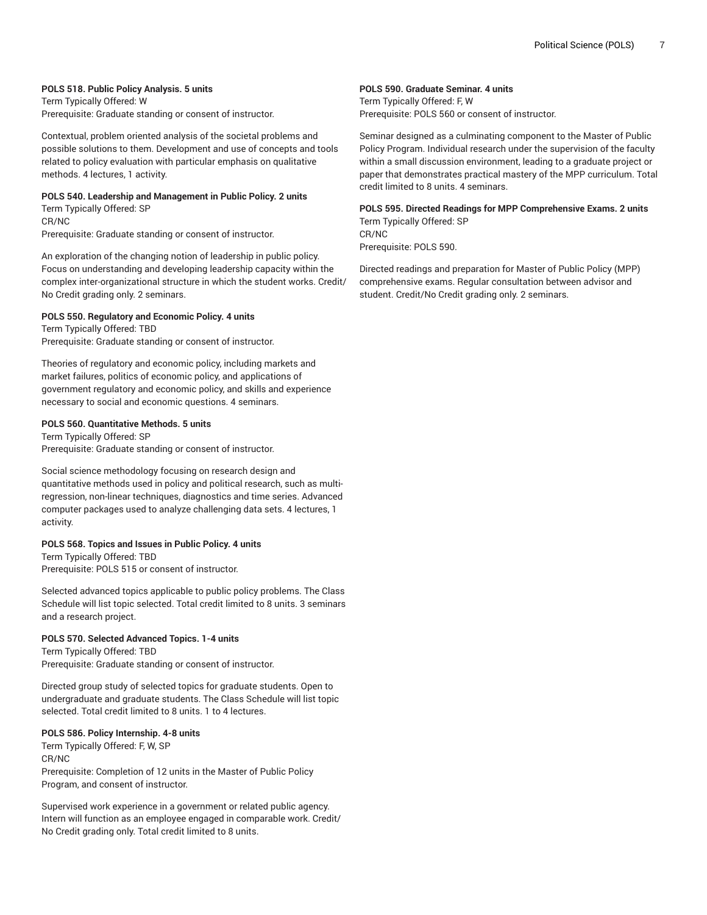**POLS 518. Public Policy Analysis. 5 units**
Term Typically Offered: W
Prerequisite: Graduate standing or consent of instructor.

Contextual, problem oriented analysis of the societal problems and possible solutions to them. Development and use of concepts and tools related to policy evaluation with particular emphasis on qualitative methods. 4 lectures, 1 activity.

**POLS 540. Leadership and Management in Public Policy. 2 units**
Term Typically Offered: SP
CR/NC
Prerequisite: Graduate standing or consent of instructor.

An exploration of the changing notion of leadership in public policy. Focus on understanding and developing leadership capacity within the complex inter-organizational structure in which the student works. Credit/No Credit grading only. 2 seminars.

**POLS 550. Regulatory and Economic Policy. 4 units**
Term Typically Offered: TBD
Prerequisite: Graduate standing or consent of instructor.

Theories of regulatory and economic policy, including markets and market failures, politics of economic policy, and applications of government regulatory and economic policy, and skills and experience necessary to social and economic questions. 4 seminars.

**POLS 560. Quantitative Methods. 5 units**
Term Typically Offered: SP
Prerequisite: Graduate standing or consent of instructor.

Social science methodology focusing on research design and quantitative methods used in policy and political research, such as multi-regression, non-linear techniques, diagnostics and time series. Advanced computer packages used to analyze challenging data sets. 4 lectures, 1 activity.

**POLS 568. Topics and Issues in Public Policy. 4 units**
Term Typically Offered: TBD
Prerequisite: POLS 515 or consent of instructor.

Selected advanced topics applicable to public policy problems. The Class Schedule will list topic selected. Total credit limited to 8 units. 3 seminars and a research project.

**POLS 570. Selected Advanced Topics. 1-4 units**
Term Typically Offered: TBD
Prerequisite: Graduate standing or consent of instructor.

Directed group study of selected topics for graduate students. Open to undergraduate and graduate students. The Class Schedule will list topic selected. Total credit limited to 8 units. 1 to 4 lectures.

**POLS 586. Policy Internship. 4-8 units**
Term Typically Offered: F, W, SP
CR/NC
Prerequisite: Completion of 12 units in the Master of Public Policy Program, and consent of instructor.

Supervised work experience in a government or related public agency. Intern will function as an employee engaged in comparable work. Credit/No Credit grading only. Total credit limited to 8 units.

**POLS 590. Graduate Seminar. 4 units**
Term Typically Offered: F, W
Prerequisite: POLS 560 or consent of instructor.

Seminar designed as a culminating component to the Master of Public Policy Program. Individual research under the supervision of the faculty within a small discussion environment, leading to a graduate project or paper that demonstrates practical mastery of the MPP curriculum. Total credit limited to 8 units. 4 seminars.

**POLS 595. Directed Readings for MPP Comprehensive Exams. 2 units**
Term Typically Offered: SP
CR/NC
Prerequisite: POLS 590.

Directed readings and preparation for Master of Public Policy (MPP) comprehensive exams. Regular consultation between advisor and student. Credit/No Credit grading only. 2 seminars.